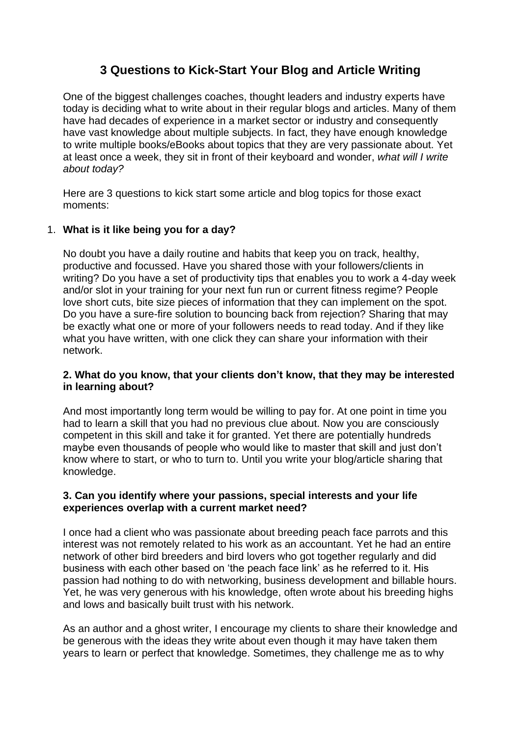# 3 Questions to Kick-Start Your Blog and Article Writing

One of the biggest challenges coaches, thought leaders and industry experts have today is deciding what to write about in their regular blogs and articles. Many of them have had decades of experience in a market sector or industry and consequently have vast knowledge about multiple subjects. In fact, they have enough knowledge to write multiple books/eBooks about topics that they are very passionate about. Yet at least once a week, they sit in front of their keyboard and wonder, *what will I write about today?*

Here are 3 questions to kick start some article and blog topics for those exact moments:

1. **What is it like being you for a day?**

No doubt you have a daily routine and habits that keep you on track, healthy, productive and focussed. Have you shared those with your followers/clients in writing? Do you have a set of productivity tips that enables you to work a 4-day week and/or slot in your training for your next fun run or current fitness regime? People love short cuts, bite size pieces of information that they can implement on the spot. Do you have a sure-fire solution to bouncing back from rejection? Sharing that may be exactly what one or more of your followers needs to read today. And if they like what you have written, with one click they can share your information with their network.

**2. What do you know, that your clients don't know, that they may be interested in learning about?**

And most importantly long term would be willing to pay for. At one point in time you had to learn a skill that you had no previous clue about. Now you are consciously competent in this skill and take it for granted. Yet there are potentially hundreds maybe even thousands of people who would like to master that skill and just don't know where to start, or who to turn to. Until you write your blog/article sharing that knowledge.

**3. Can you identify where your passions, special interests and your life experiences overlap with a current market need?**

I once had a client who was passionate about breeding peach face parrots and this interest was not remotely related to his work as an accountant. Yet he had an entire network of other bird breeders and bird lovers who got together regularly and did business with each other based on 'the peach face link' as he referred to it. His passion had nothing to do with networking, business development and billable hours. Yet, he was very generous with his knowledge, often wrote about his breeding highs and lows and basically built trust with his network.

As an author and a ghost writer, I encourage my clients to share their knowledge and be generous with the ideas they write about even though it may have taken them years to learn or perfect that knowledge. Sometimes, they challenge me as to why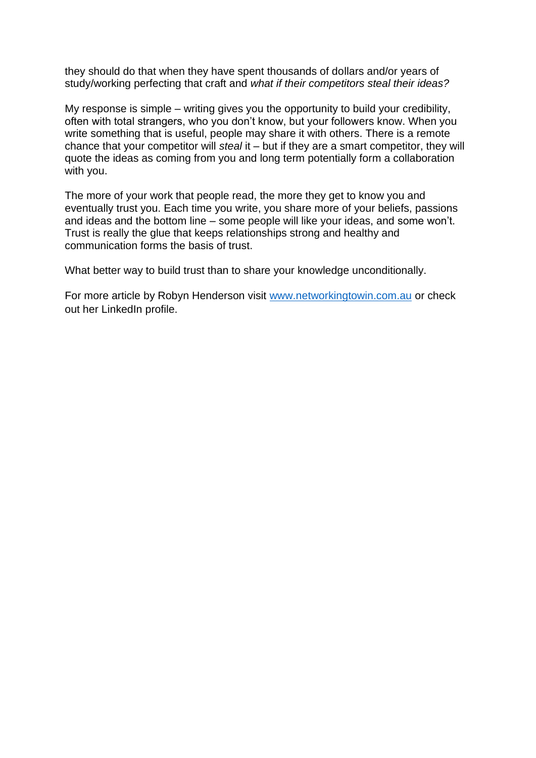they should do that when they have spent thousands of dollars and/or years of study/working perfecting that craft and *what if their competitors steal their ideas?*

My response is simple – writing gives you the opportunity to build your credibility, often with total strangers, who you don't know, but your followers know. When you write something that is useful, people may share it with others. There is a remote chance that your competitor will *steal* it – but if they are a smart competitor, they will quote the ideas as coming from you and long term potentially form a collaboration with you.

The more of your work that people read, the more they get to know you and eventually trust you. Each time you write, you share more of your beliefs, passions and ideas and the bottom line – some people will like your ideas, and some won't. Trust is really the glue that keeps relationships strong and healthy and communication forms the basis of trust.

What better way to build trust than to share your knowledge unconditionally.

For more article by Robyn Henderson visit [www.networkingtowin.com.au](http://www.networkingtowin.com.au) or check out her LinkedIn profile.